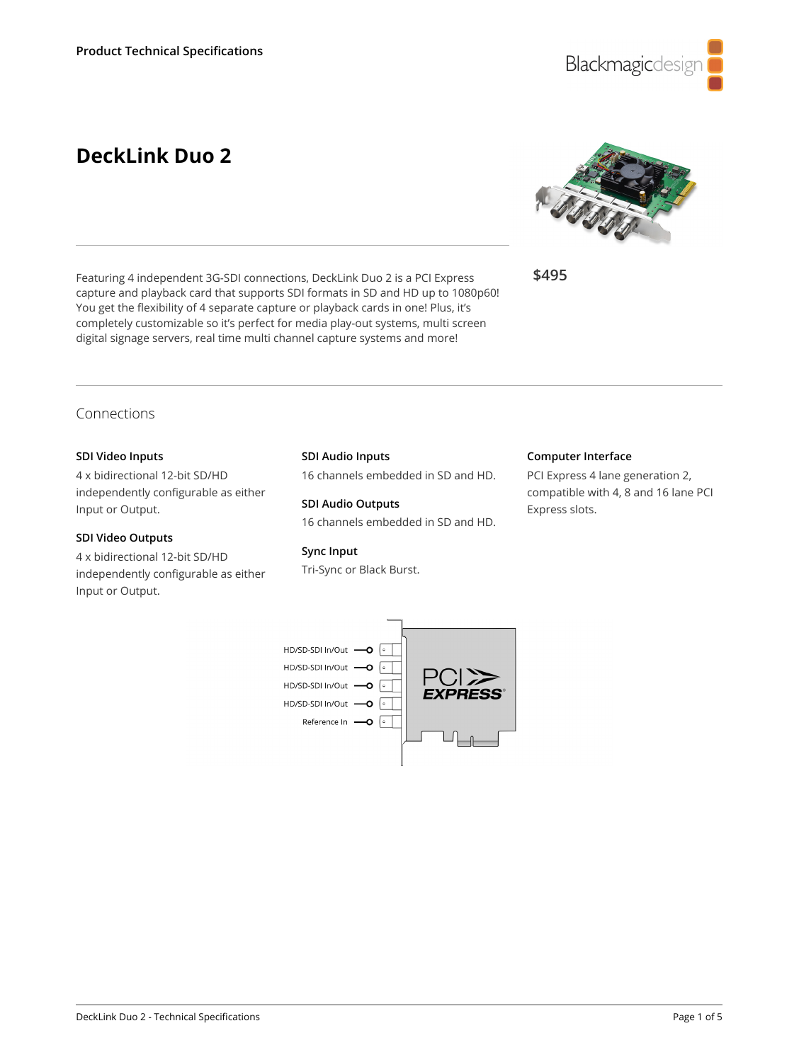Product Technical Specifications

# DeckLink Duo 2

$495

Featuring 4 independent 3G-SDI connections, DeckLink Duo 2 is a PCI Express capture and playback card that supports SDI formats in SD and HD up to 1080p60! You get the flexibility of 4 separate capture or playback cards in one! Plus, it's completely customizable so it's perfect for media play-out systems, multi screen digital signage servers, real time multi channel capture systems and more!

## Connections

### SDI Video Inputs

4 x bidirectional 12-bit SD/HD independently configurable as either Input or Output.

### SDI Video Outputs

4 x bidirectional 12-bit SD/HD independently configurable as either Input or Output.

### SDI Audio Inputs

16 channels embedded in SD and HD.

### SDI Audio Outputs

16 channels embedded in SD and HD.

### Sync Input

Tri-Sync or Black Burst.

### Computer Interface

PCI Express 4 lane generation 2, compatible with 4, 8 and 16 lane PCI Express slots.

HD/SD-SDI In/Out
HD/SD-SDI In/Out
HD/SD-SDI In/Out
HD/SD-SDI In/Out
Reference In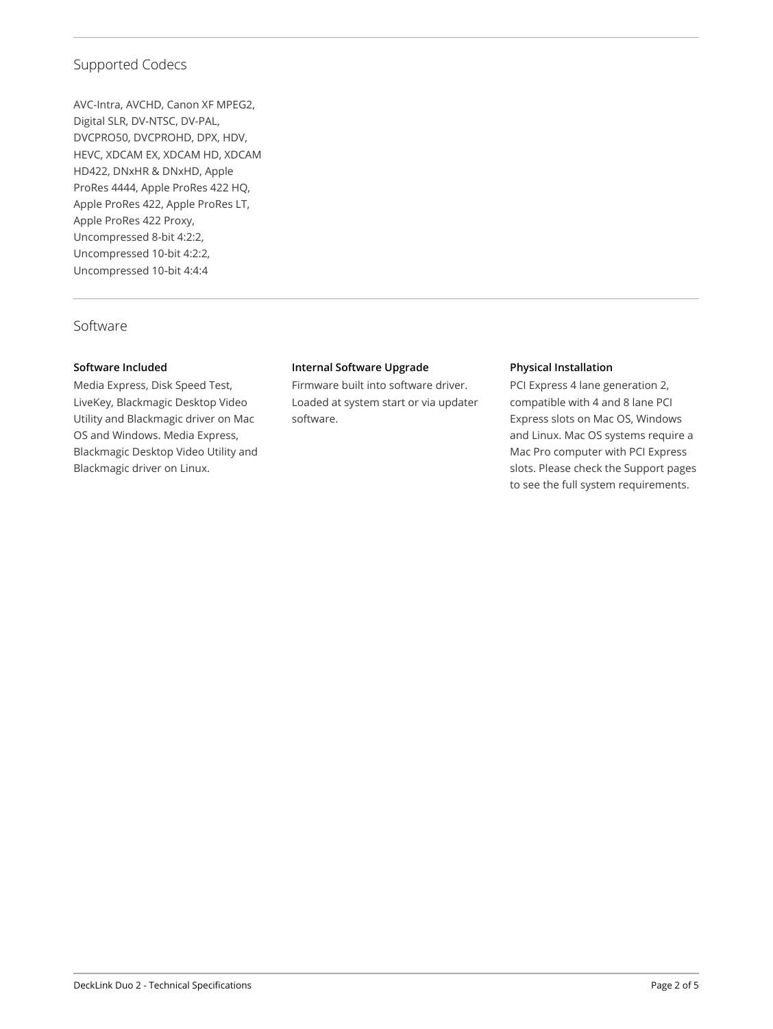## Supported Codecs

AVC-Intra, AVCHD, Canon XF MPEG2, Digital SLR, DV-NTSC, DV-PAL, DVCPRO50, DVCPROHD, DPX, HDV, HEVC, XDCAM EX, XDCAM HD, XDCAM HD422, DNxHR & DNxHD, Apple ProRes 4444, Apple ProRes 422 HQ, Apple ProRes 422, Apple ProRes LT, Apple ProRes 422 Proxy, Uncompressed 8-bit 4:2:2, Uncompressed 10-bit 4:2:2, Uncompressed 10-bit 4:4:4

## Software

**Software Included**

Media Express, Disk Speed Test, LiveKey, Blackmagic Desktop Video Utility and Blackmagic driver on Mac OS and Windows. Media Express, Blackmagic Desktop Video Utility and Blackmagic driver on Linux.

**Internal Software Upgrade**

Firmware built into software driver. Loaded at system start or via updater software.

**Physical Installation**

PCI Express 4 lane generation 2, compatible with 4 and 8 lane PCI Express slots on Mac OS, Windows and Linux. Mac OS systems require a Mac Pro computer with PCI Express slots. Please check the Support pages to see the full system requirements.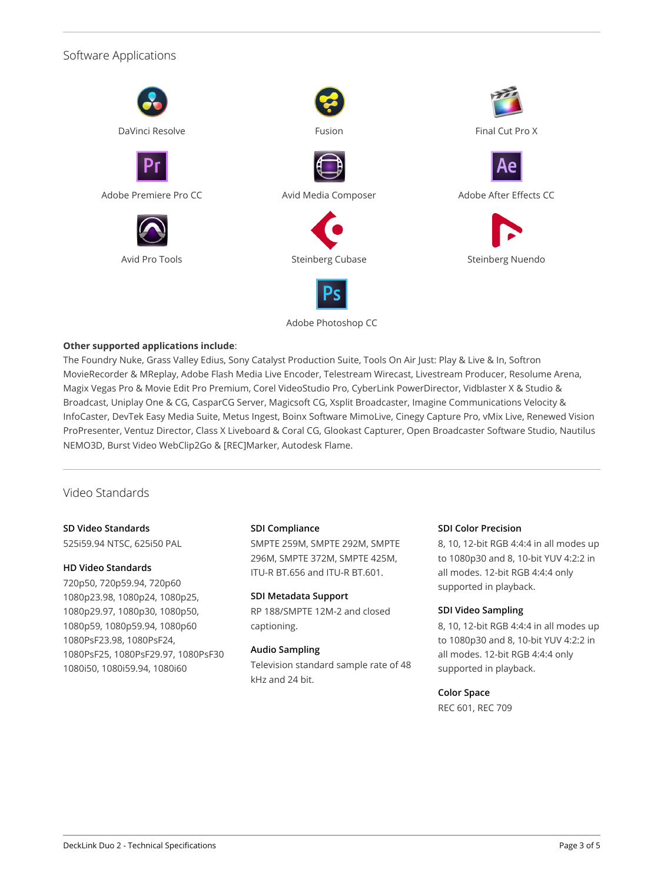## Software Applications

DaVinci Resolve

Fusion

Final Cut Pro X

Adobe Premiere Pro CC

Avid Media Composer

Adobe After Effects CC

Avid Pro Tools

Steinberg Cubase

Steinberg Nuendo

Adobe Photoshop CC

**Other supported applications include**:
The Foundry Nuke, Grass Valley Edius, Sony Catalyst Production Suite, Tools On Air Just: Play & Live & In, Softron MovieRecorder & MReplay, Adobe Flash Media Live Encoder, Telestream Wirecast, Livestream Producer, Resolume Arena, Magix Vegas Pro & Movie Edit Pro Premium, Corel VideoStudio Pro, CyberLink PowerDirector, Vidblaster X & Studio & Broadcast, Uniplay One & CG, CasparCG Server, Magicsoft CG, Xsplit Broadcaster, Imagine Communications Velocity & InfoCaster, DevTek Easy Media Suite, Metus Ingest, Boinx Software MimoLive, Cinegy Capture Pro, vMix Live, Renewed Vision ProPresenter, Ventuz Director, Class X Liveboard & Coral CG, Glookast Capturer, Open Broadcaster Software Studio, Nautilus NEMO3D, Burst Video WebClip2Go & [REC]Marker, Autodesk Flame.

## Video Standards

**SD Video Standards**
525i59.94 NTSC, 625i50 PAL

**HD Video Standards**
720p50, 720p59.94, 720p60
1080p23.98, 1080p24, 1080p25, 1080p29.97, 1080p30, 1080p50, 1080p59, 1080p59.94, 1080p60
1080PsF23.98, 1080PsF24, 1080PsF25, 1080PsF29.97, 1080PsF30
1080i50, 1080i59.94, 1080i60

**SDI Compliance**
SMPTE 259M, SMPTE 292M, SMPTE 296M, SMPTE 372M, SMPTE 425M, ITU-R BT.656 and ITU-R BT.601.

**SDI Metadata Support**
RP 188/SMPTE 12M-2 and closed captioning.

**Audio Sampling**
Television standard sample rate of 48 kHz and 24 bit.

**SDI Color Precision**
8, 10, 12-bit RGB 4:4:4 in all modes up to 1080p30 and 8, 10-bit YUV 4:2:2 in all modes. 12-bit RGB 4:4:4 only supported in playback.

**SDI Video Sampling**
8, 10, 12-bit RGB 4:4:4 in all modes up to 1080p30 and 8, 10-bit YUV 4:2:2 in all modes. 12-bit RGB 4:4:4 only supported in playback.

**Color Space**
REC 601, REC 709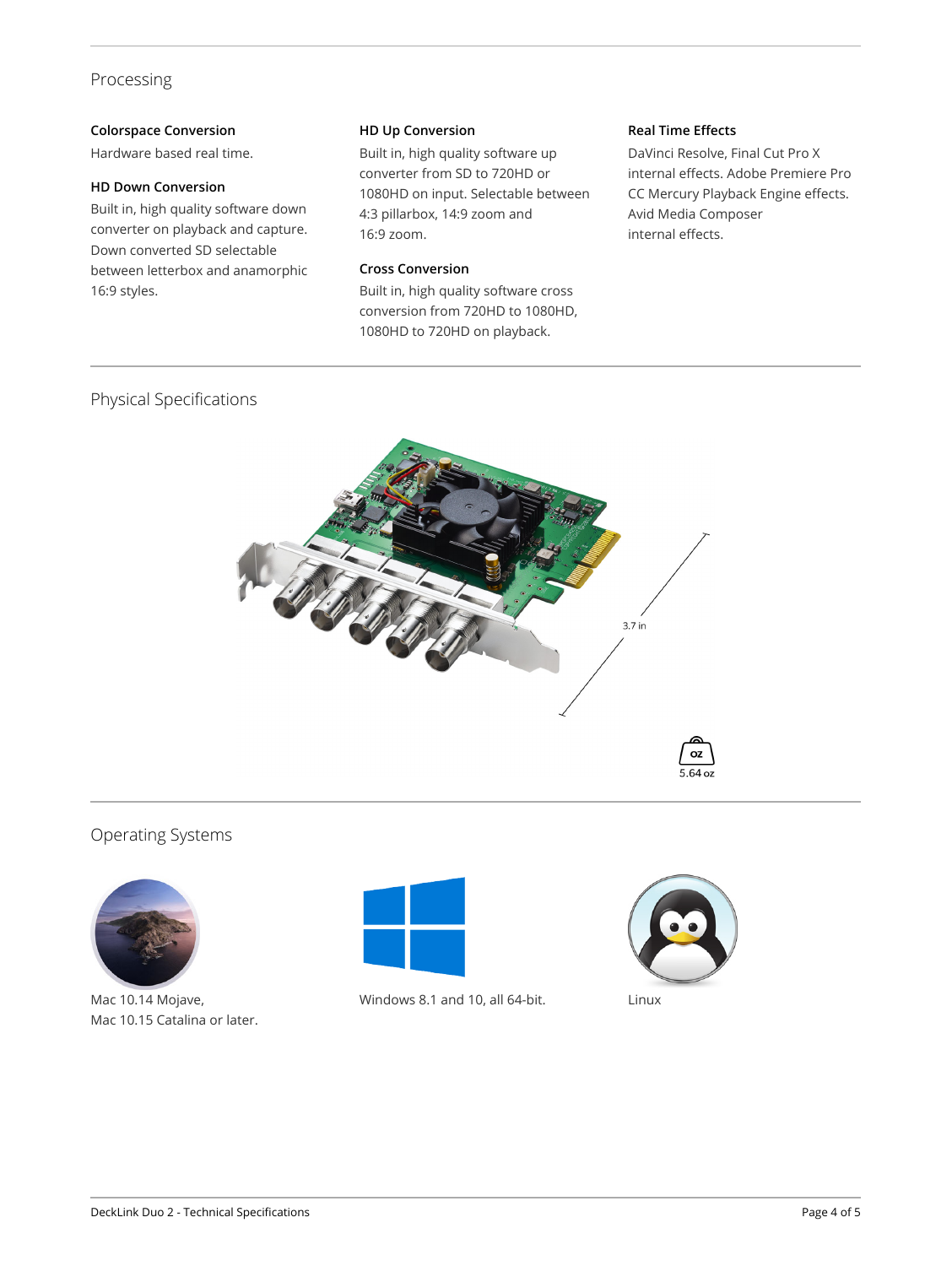## Processing

### Colorspace Conversion

Hardware based real time.

### HD Down Conversion

Built in, high quality software down converter on playback and capture. Down converted SD selectable between letterbox and anamorphic 16:9 styles.

### HD Up Conversion

Built in, high quality software up converter from SD to 720HD or 1080HD on input. Selectable between 4:3 pillarbox, 14:9 zoom and 16:9 zoom.

### Cross Conversion

Built in, high quality software cross conversion from 720HD to 1080HD, 1080HD to 720HD on playback.

### Real Time Effects

DaVinci Resolve, Final Cut Pro X internal effects. Adobe Premiere Pro CC Mercury Playback Engine effects. Avid Media Composer internal effects.

## Physical Specifications

3.7 in

5.64 oz

## Operating Systems

Mac 10.14 Mojave,
Mac 10.15 Catalina or later.

Windows 8.1 and 10, all 64-bit.

Linux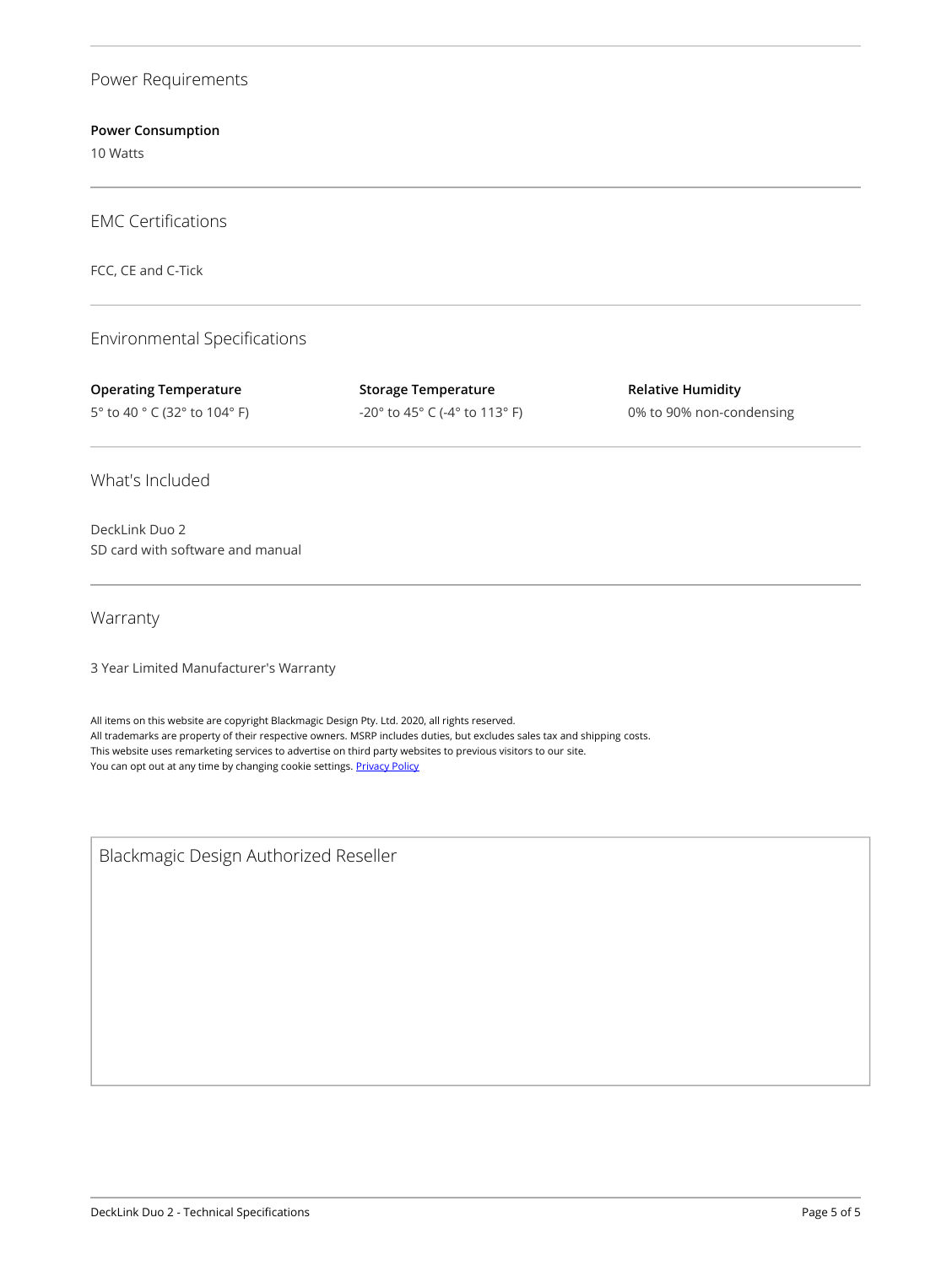## Power Requirements

**Power Consumption**

10 Watts

## EMC Certifications

FCC, CE and C-Tick

## Environmental Specifications

| Operating Temperature | Storage Temperature | Relative Humidity |
| --- | --- | --- |
| 5° to 40 ° C (32° to 104° F) | -20° to 45° C (-4° to 113° F) | 0% to 90% non-condensing |

## What's Included

DeckLink Duo 2
SD card with software and manual

## Warranty

3 Year Limited Manufacturer's Warranty

All items on this website are copyright Blackmagic Design Pty. Ltd. 2020, all rights reserved.
All trademarks are property of their respective owners. MSRP includes duties, but excludes sales tax and shipping costs.
This website uses remarketing services to advertise on third party websites to previous visitors to our site.
You can opt out at any time by changing cookie settings. Privacy Policy

## Blackmagic Design Authorized Reseller